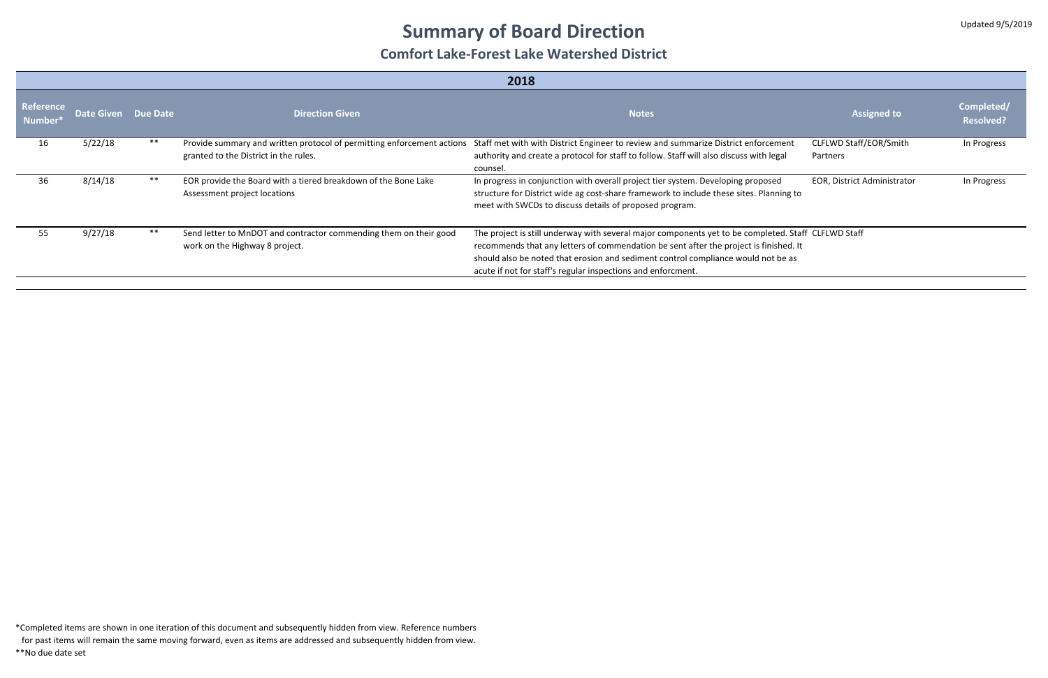Updated 9/5/2019

# Summary of Board Direction

## Comfort Lake-Forest Lake Watershed District

| 2018 | | | | | | |
|---|---|---|---|---|---|---|
| **Reference Number*** | **Date Given** | **Due Date** | **Direction Given** | **Notes** | **Assigned to** | **Completed/ Resolved?** |
| 16 | 5/22/18 | ** | Provide summary and written protocol of permitting enforcement actions granted to the District in the rules. | Staff met with with District Engineer to review and summarize District enforcement authority and create a protocol for staff to follow. Staff will also discuss with legal counsel. | CLFLWD Staff/EOR/Smith Partners | In Progress |
| 36 | 8/14/18 | ** | EOR provide the Board with a tiered breakdown of the Bone Lake Assessment project locations | In progress in conjunction with overall project tier system. Developing proposed structure for District wide ag cost-share framework to include these sites. Planning to meet with SWCDs to discuss details of proposed program. | EOR, District Administrator | In Progress |
| 55 | 9/27/18 | ** | Send letter to MnDOT and contractor commending them on their good work on the Highway 8 project. | The project is still underway with several major components yet to be completed. Staff recommends that any letters of commendation be sent after the project is finished. It should also be noted that erosion and sediment control compliance would not be as acute if not for staff's regular inspections and enforcment. | CLFLWD Staff | |

*Completed items are shown in one iteration of this document and subsequently hidden from view. Reference numbers for past items will remain the same moving forward, even as items are addressed and subsequently hidden from view.

**No due date set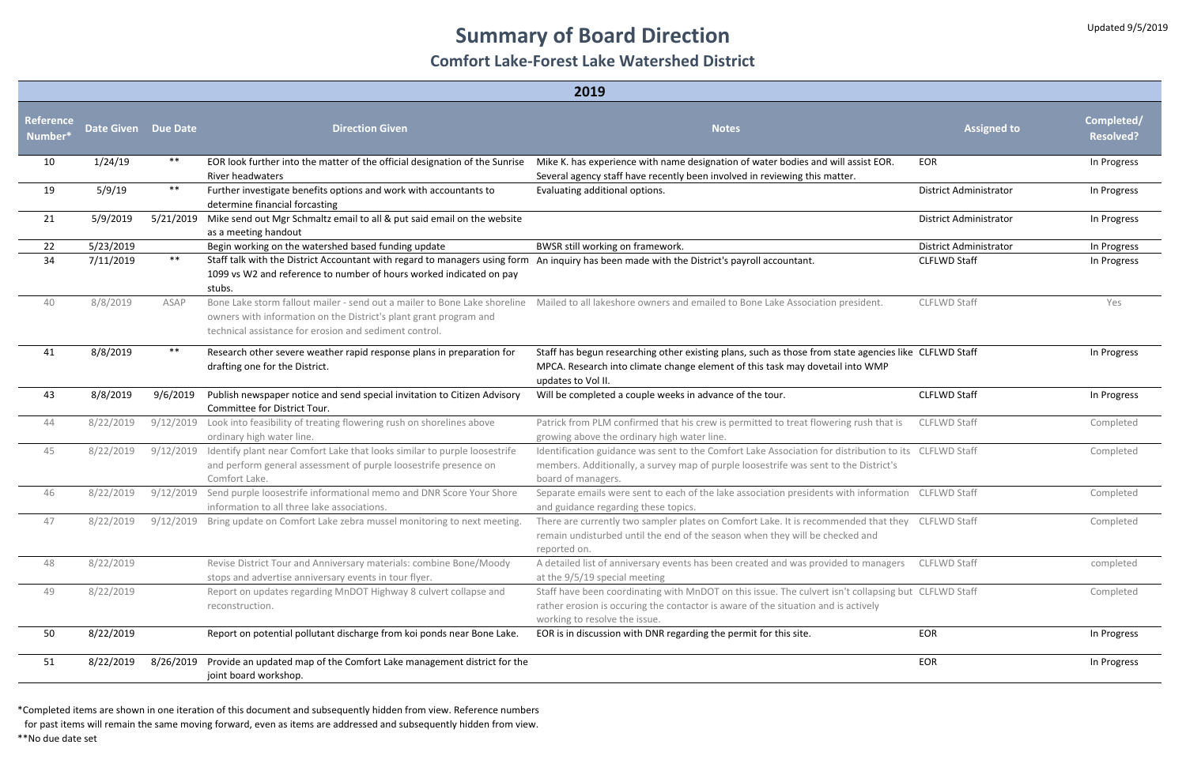Updated 9/5/2019

# Summary of Board Direction

## Comfort Lake-Forest Lake Watershed District

| 2019 | | | | | | |
|---|---|---|---|---|---|---|
| **Reference Number*** | **Date Given** | **Due Date** | **Direction Given** | **Notes** | **Assigned to** | **Completed/ Resolved?** |
| 10 | 1/24/19 | ** | EOR look further into the matter of the official designation of the Sunrise River headwaters | Mike K. has experience with name designation of water bodies and will assist EOR. Several agency staff have recently been involved in reviewing this matter. | EOR | In Progress |
| 19 | 5/9/19 | ** | Further investigate benefits options and work with accountants to determine financial forcasting | Evaluating additional options. | District Administrator | In Progress |
| 21 | 5/9/2019 | 5/21/2019 | Mike send out Mgr Schmaltz email to all & put said email on the website as a meeting handout | | District Administrator | In Progress |
| 22 | 5/23/2019 | | Begin working on the watershed based funding update | BWSR still working on framework. | District Administrator | In Progress |
| 34 | 7/11/2019 | ** | Staff talk with the District Accountant with regard to managers using form 1099 vs W2 and reference to number of hours worked indicated on pay stubs. | An inquiry has been made with the District's payroll accountant. | CLFLWD Staff | In Progress |
| 40 | 8/8/2019 | ASAP | Bone Lake storm fallout mailer - send out a mailer to Bone Lake shoreline owners with information on the District's plant grant program and technical assistance for erosion and sediment control. | Mailed to all lakeshore owners and emailed to Bone Lake Association president. | CLFLWD Staff | Yes |
| 41 | 8/8/2019 | ** | Research other severe weather rapid response plans in preparation for drafting one for the District. | Staff has begun researching other existing plans, such as those from state agencies like MPCA. Research into climate change element of this task may dovetail into WMP updates to Vol II. | CLFLWD Staff | In Progress |
| 43 | 8/8/2019 | 9/6/2019 | Publish newspaper notice and send special invitation to Citizen Advisory Committee for District Tour. | Will be completed a couple weeks in advance of the tour. | CLFLWD Staff | In Progress |
| 44 | 8/22/2019 | 9/12/2019 | Look into feasibility of treating flowering rush on shorelines above ordinary high water line. | Patrick from PLM confirmed that his crew is permitted to treat flowering rush that is growing above the ordinary high water line. | CLFLWD Staff | Completed |
| 45 | 8/22/2019 | 9/12/2019 | Identify plant near Comfort Lake that looks similar to purple loosestrife and perform general assessment of purple loosestrife presence on Comfort Lake. | Identification guidance was sent to the Comfort Lake Association for distribution to its members. Additionally, a survey map of purple loosestrife was sent to the District's board of managers. | CLFLWD Staff | Completed |
| 46 | 8/22/2019 | 9/12/2019 | Send purple loosestrife informational memo and DNR Score Your Shore information to all three lake associations. | Separate emails were sent to each of the lake association presidents with information and guidance regarding these topics. | CLFLWD Staff | Completed |
| 47 | 8/22/2019 | 9/12/2019 | Bring update on Comfort Lake zebra mussel monitoring to next meeting. | There are currently two sampler plates on Comfort Lake. It is recommended that they remain undisturbed until the end of the season when they will be checked and reported on. | CLFLWD Staff | Completed |
| 48 | 8/22/2019 | | Revise District Tour and Anniversary materials: combine Bone/Moody stops and advertise anniversary events in tour flyer. | A detailed list of anniversary events has been created and was provided to managers at the 9/5/19 special meeting | CLFLWD Staff | completed |
| 49 | 8/22/2019 | | Report on updates regarding MnDOT Highway 8 culvert collapse and reconstruction. | Staff have been coordinating with MnDOT on this issue. The culvert isn't collapsing but rather erosion is occuring the contactor is aware of the situation and is actively working to resolve the issue. | CLFLWD Staff | Completed |
| 50 | 8/22/2019 | | Report on potential pollutant discharge from koi ponds near Bone Lake. | EOR is in discussion with DNR regarding the permit for this site. | EOR | In Progress |
| 51 | 8/22/2019 | 8/26/2019 | Provide an updated map of the Comfort Lake management district for the joint board workshop. | | EOR | In Progress |

*Completed items are shown in one iteration of this document and subsequently hidden from view. Reference numbers for past items will remain the same moving forward, even as items are addressed and subsequently hidden from view.

**No due date set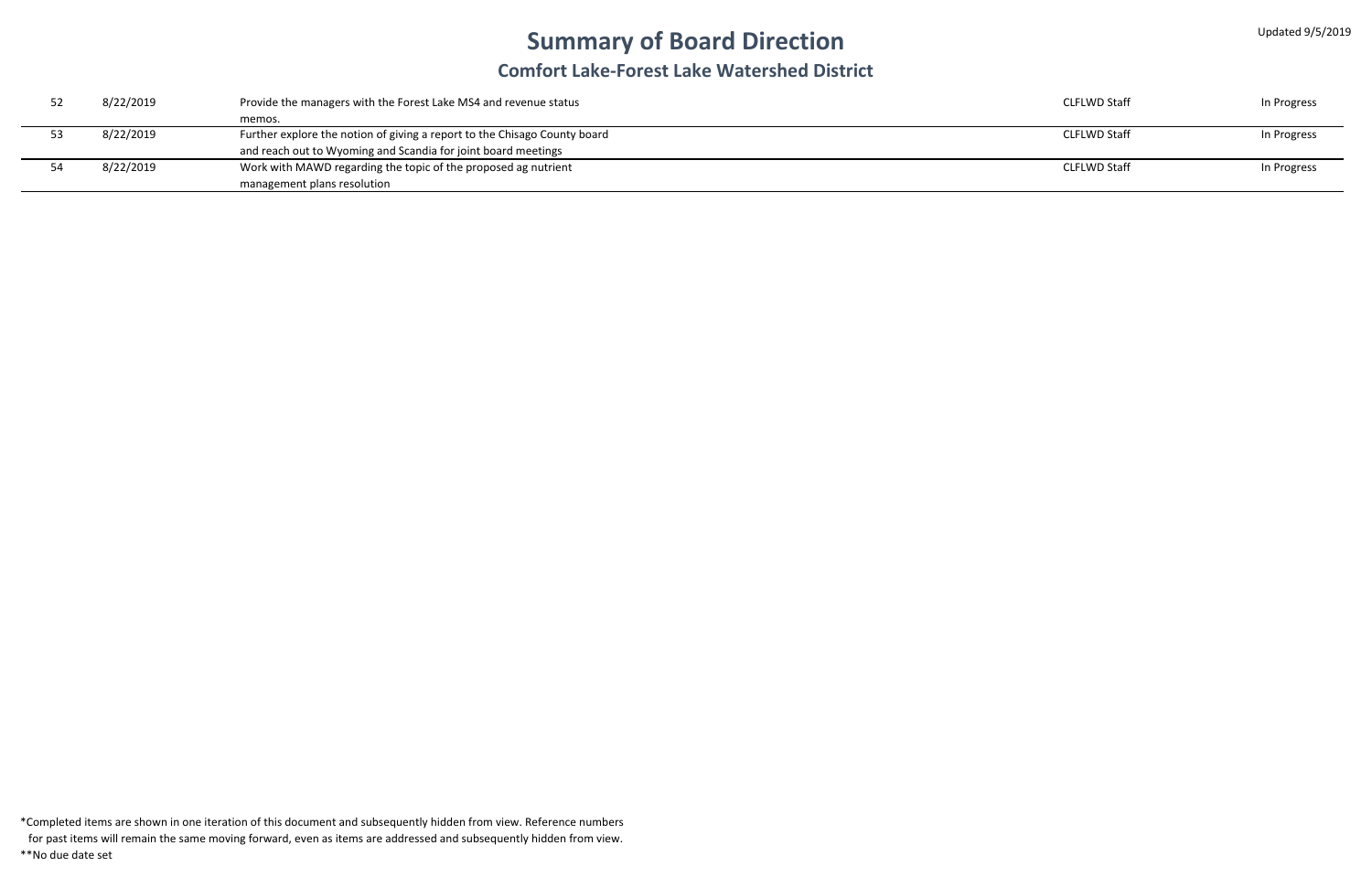# Summary of Board Direction

## Comfort Lake-Forest Lake Watershed District

| | | | | |
|---|---|---|---|---|
| 52 | 8/22/2019 | Provide the managers with the Forest Lake MS4 and revenue status memos. | CLFLWD Staff | In Progress |
| 53 | 8/22/2019 | Further explore the notion of giving a report to the Chisago County board and reach out to Wyoming and Scandia for joint board meetings | CLFLWD Staff | In Progress |
| 54 | 8/22/2019 | Work with MAWD regarding the topic of the proposed ag nutrient management plans resolution | CLFLWD Staff | In Progress |

*Completed items are shown in one iteration of this document and subsequently hidden from view. Reference numbers for past items will remain the same moving forward, even as items are addressed and subsequently hidden from view.

**No due date set